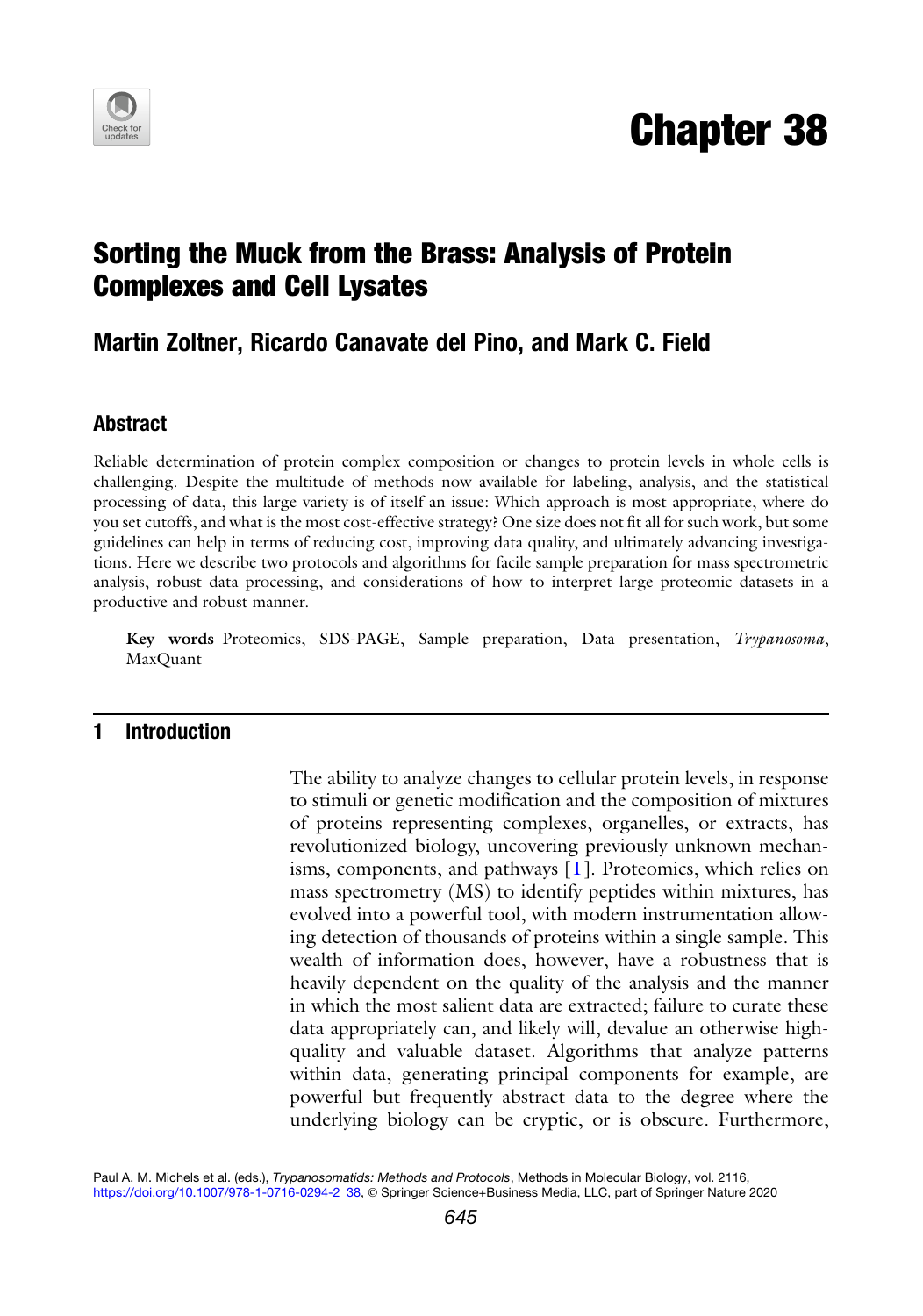# Chapter 38

## Sorting the Muck from the Brass: Analysis of Protein Complexes and Cell Lysates

### Martin Zoltner, Ricardo Canavate del Pino, and Mark C. Field

### Abstract

Reliable determination of protein complex composition or changes to protein levels in whole cells is challenging. Despite the multitude of methods now available for labeling, analysis, and the statistical processing of data, this large variety is of itself an issue: Which approach is most appropriate, where do you set cutoffs, and what is the most cost-effective strategy? One size does not fit all for such work, but some guidelines can help in terms of reducing cost, improving data quality, and ultimately advancing investigations. Here we describe two protocols and algorithms for facile sample preparation for mass spectrometric analysis, robust data processing, and considerations of how to interpret large proteomic datasets in a productive and robust manner.

**Key words** Proteomics, SDS-PAGE, Sample preparation, Data presentation, *Trypanosoma*, MaxQuant

## 1 Introduction

The ability to analyze changes to cellular protein levels, in response to stimuli or genetic modification and the composition of mixtures of proteins representing complexes, organelles, or extracts, has revolutionized biology, uncovering previously unknown mechanisms, components, and pathways [1]. Proteomics, which relies on mass spectrometry (MS) to identify peptides within mixtures, has evolved into a powerful tool, with modern instrumentation allowing detection of thousands of proteins within a single sample. This wealth of information does, however, have a robustness that is heavily dependent on the quality of the analysis and the manner in which the most salient data are extracted; failure to curate these data appropriately can, and likely will, devalue an otherwise high-quality and valuable dataset. Algorithms that analyze patterns within data, generating principal components for example, are powerful but frequently abstract data to the degree where the underlying biology can be cryptic, or is obscure. Furthermore,

Paul A. M. Michels et al. (eds.), *Trypanosomatids: Methods and Protocols*, Methods in Molecular Biology, vol. 2116, https://doi.org/10.1007/978-1-0716-0294-2_38, © Springer Science+Business Media, LLC, part of Springer Nature 2020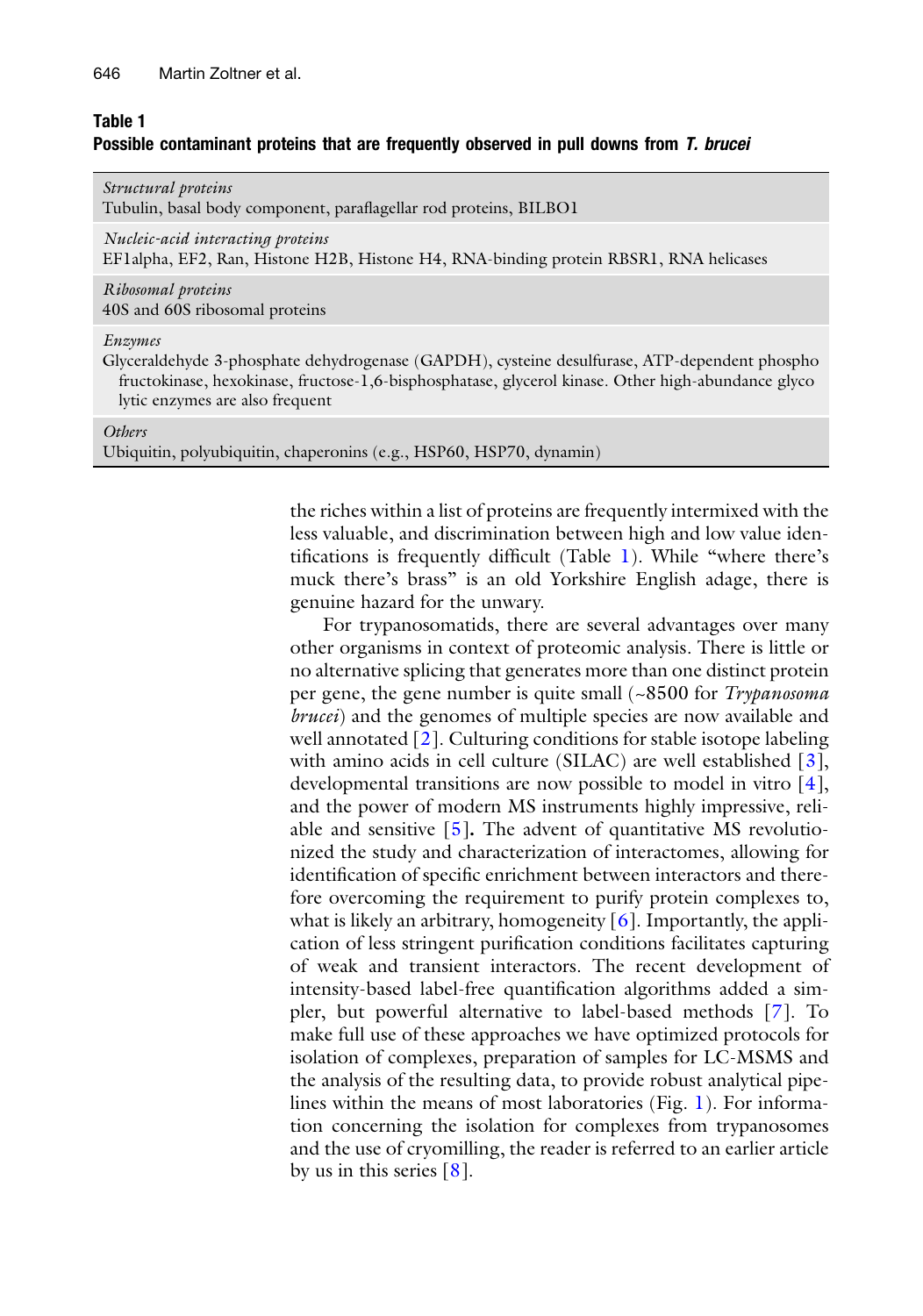**Table 1**
**Possible contaminant proteins that are frequently observed in pull downs from *T. brucei***

| |
|---|
| *Structural proteins*<br>Tubulin, basal body component, paraflagellar rod proteins, BILBO1 |
| *Nucleic-acid interacting proteins*<br>EF1alpha, EF2, Ran, Histone H2B, Histone H4, RNA-binding protein RBSR1, RNA helicases |
| *Ribosomal proteins*<br>40S and 60S ribosomal proteins |
| *Enzymes*<br>Glyceraldehyde 3-phosphate dehydrogenase (GAPDH), cysteine desulfurase, ATP-dependent phospho fructokinase, hexokinase, fructose-1,6-bisphosphatase, glycerol kinase. Other high-abundance glyco lytic enzymes are also frequent |
| *Others*<br>Ubiquitin, polyubiquitin, chaperonins (e.g., HSP60, HSP70, dynamin) |

the riches within a list of proteins are frequently intermixed with the less valuable, and discrimination between high and low value identifications is frequently difficult (Table 1). While "where there's muck there's brass" is an old Yorkshire English adage, there is genuine hazard for the unwary.

For trypanosomatids, there are several advantages over many other organisms in context of proteomic analysis. There is little or no alternative splicing that generates more than one distinct protein per gene, the gene number is quite small (~8500 for *Trypanosoma brucei*) and the genomes of multiple species are now available and well annotated [2]. Culturing conditions for stable isotope labeling with amino acids in cell culture (SILAC) are well established [3], developmental transitions are now possible to model in vitro [4], and the power of modern MS instruments highly impressive, reliable and sensitive [5]. The advent of quantitative MS revolutionized the study and characterization of interactomes, allowing for identification of specific enrichment between interactors and therefore overcoming the requirement to purify protein complexes to, what is likely an arbitrary, homogeneity [6]. Importantly, the application of less stringent purification conditions facilitates capturing of weak and transient interactors. The recent development of intensity-based label-free quantification algorithms added a simpler, but powerful alternative to label-based methods [7]. To make full use of these approaches we have optimized protocols for isolation of complexes, preparation of samples for LC-MSMS and the analysis of the resulting data, to provide robust analytical pipelines within the means of most laboratories (Fig. 1). For information concerning the isolation for complexes from trypanosomes and the use of cryomilling, the reader is referred to an earlier article by us in this series [8].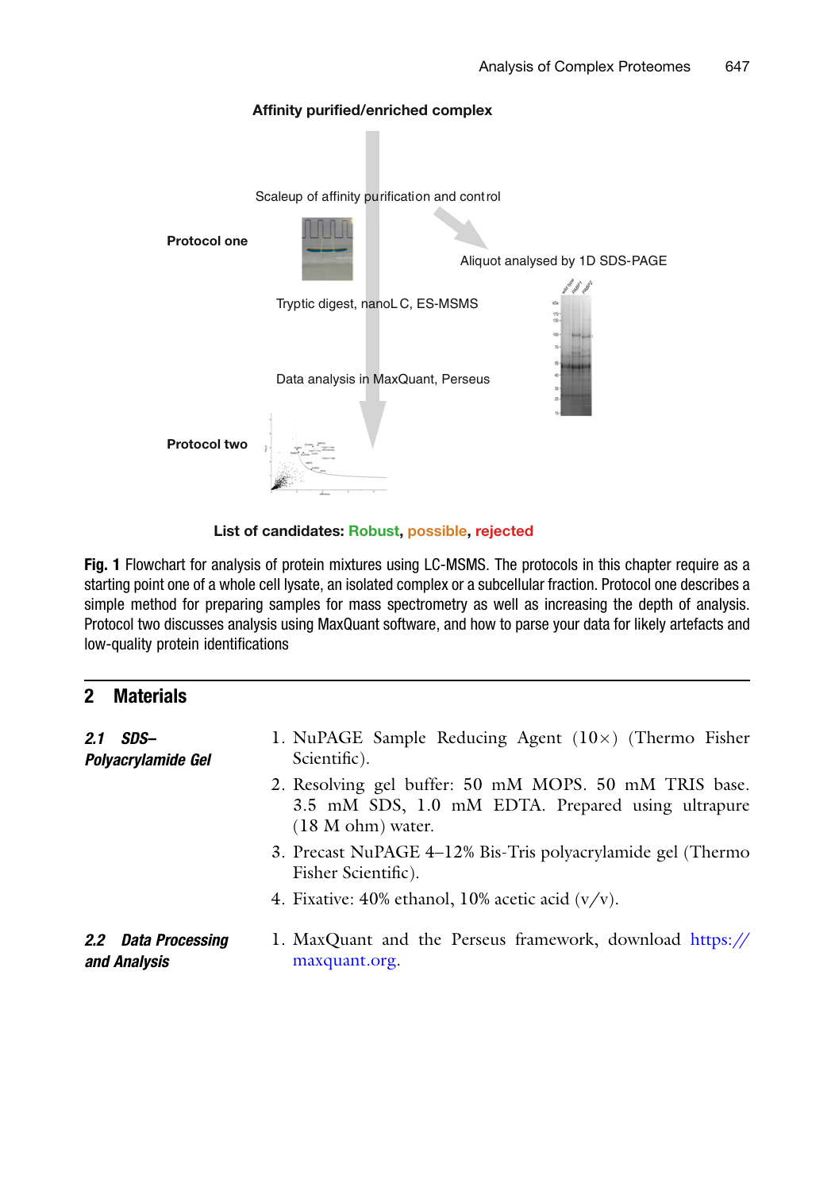Affinity purified/enriched complex

Scaleup of affinity purification and control

Protocol one

Aliquot analysed by 1D SDS-PAGE

Tryptic digest, nanoLC, ES-MSMS

Data analysis in MaxQuant, Perseus

Protocol two

List of candidates: Robust, possible, rejected

**Fig. 1** Flowchart for analysis of protein mixtures using LC-MSMS. The protocols in this chapter require as a starting point one of a whole cell lysate, an isolated complex or a subcellular fraction. Protocol one describes a simple method for preparing samples for mass spectrometry as well as increasing the depth of analysis. Protocol two discusses analysis using MaxQuant software, and how to parse your data for likely artefacts and low-quality protein identifications

## 2 Materials

### 2.1 SDS–Polyacrylamide Gel

1. NuPAGE Sample Reducing Agent (10×) (Thermo Fisher Scientific).
2. Resolving gel buffer: 50 mM MOPS. 50 mM TRIS base. 3.5 mM SDS, 1.0 mM EDTA. Prepared using ultrapure (18 M ohm) water.
3. Precast NuPAGE 4–12% Bis-Tris polyacrylamide gel (Thermo Fisher Scientific).
4. Fixative: 40% ethanol, 10% acetic acid (v/v).

### 2.2 Data Processing and Analysis

1. MaxQuant and the Perseus framework, download https://maxquant.org.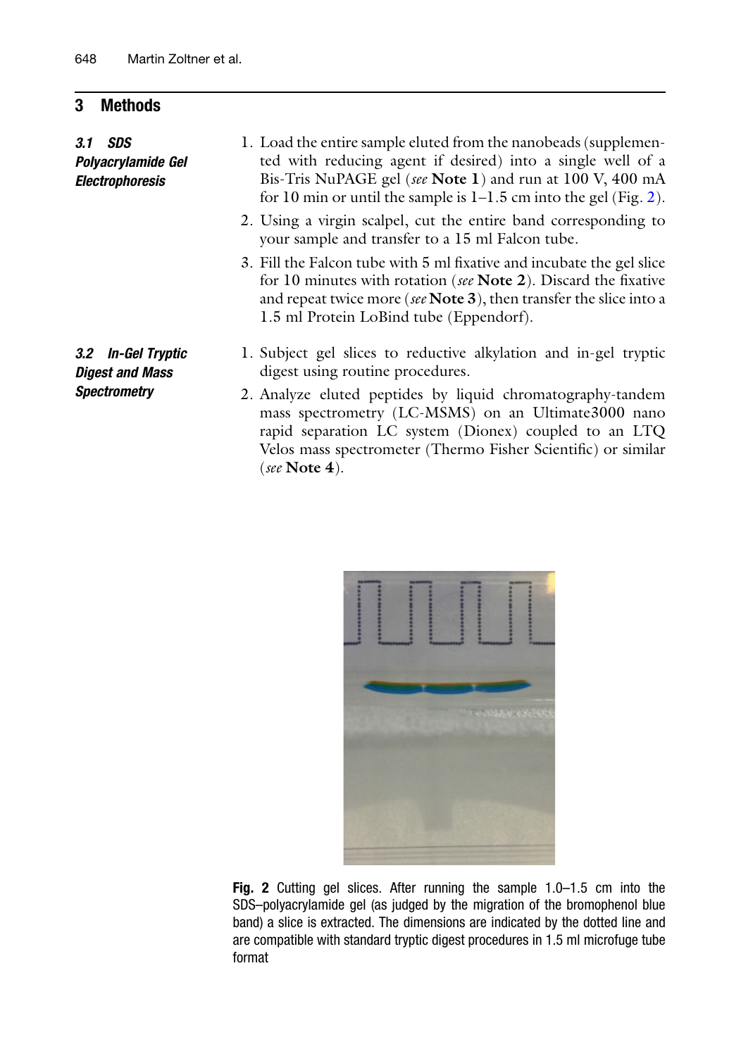## 3 Methods

### *3.1 SDS Polyacrylamide Gel Electrophoresis*

1. Load the entire sample eluted from the nanobeads (supplemented with reducing agent if desired) into a single well of a Bis-Tris NuPAGE gel (*see* **Note 1**) and run at 100 V, 400 mA for 10 min or until the sample is 1–1.5 cm into the gel (Fig. 2).
2. Using a virgin scalpel, cut the entire band corresponding to your sample and transfer to a 15 ml Falcon tube.
3. Fill the Falcon tube with 5 ml fixative and incubate the gel slice for 10 minutes with rotation (*see* **Note 2**). Discard the fixative and repeat twice more (*see* **Note 3**), then transfer the slice into a 1.5 ml Protein LoBind tube (Eppendorf).

### *3.2 In-Gel Tryptic Digest and Mass Spectrometry*

1. Subject gel slices to reductive alkylation and in-gel tryptic digest using routine procedures.
2. Analyze eluted peptides by liquid chromatography-tandem mass spectrometry (LC-MSMS) on an Ultimate3000 nano rapid separation LC system (Dionex) coupled to an LTQ Velos mass spectrometer (Thermo Fisher Scientific) or similar (*see* **Note 4**).

**Fig. 2** Cutting gel slices. After running the sample 1.0–1.5 cm into the SDS–polyacrylamide gel (as judged by the migration of the bromophenol blue band) a slice is extracted. The dimensions are indicated by the dotted line and are compatible with standard tryptic digest procedures in 1.5 ml microfuge tube format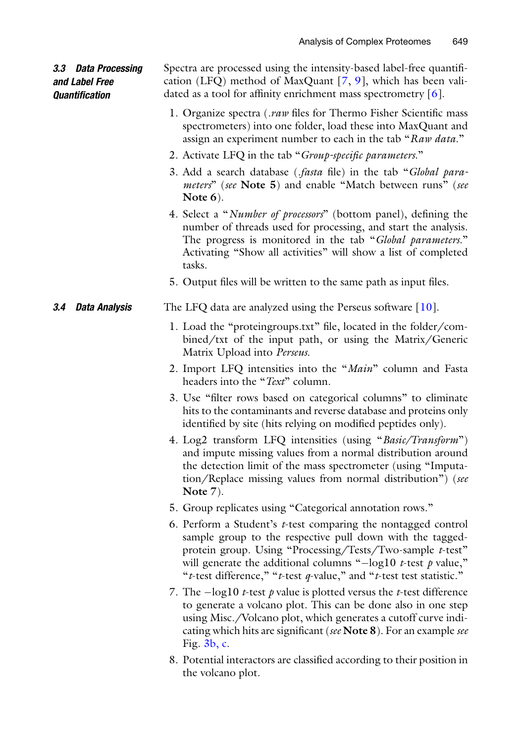### 3.3 Data Processing and Label Free Quantification

Spectra are processed using the intensity-based label-free quantification (LFQ) method of MaxQuant [7, 9], which has been validated as a tool for affinity enrichment mass spectrometry [6].

1. Organize spectra (*.raw* files for Thermo Fisher Scientific mass spectrometers) into one folder, load these into MaxQuant and assign an experiment number to each in the tab "*Raw data*."
2. Activate LFQ in the tab "*Group-specific parameters*."
3. Add a search database (*.fasta* file) in the tab "*Global parameters*" (*see* **Note 5**) and enable "Match between runs" (*see* **Note 6**).
4. Select a "*Number of processors*" (bottom panel), defining the number of threads used for processing, and start the analysis. The progress is monitored in the tab "*Global parameters*." Activating "Show all activities" will show a list of completed tasks.
5. Output files will be written to the same path as input files.

### 3.4 Data Analysis

The LFQ data are analyzed using the Perseus software [10].

1. Load the "proteingroups.txt" file, located in the folder/combined/txt of the input path, or using the Matrix/Generic Matrix Upload into *Perseus.*
2. Import LFQ intensities into the "*Main*" column and Fasta headers into the "*Text*" column.
3. Use "filter rows based on categorical columns" to eliminate hits to the contaminants and reverse database and proteins only identified by site (hits relying on modified peptides only).
4. Log2 transform LFQ intensities (using "*Basic/Transform*") and impute missing values from a normal distribution around the detection limit of the mass spectrometer (using "Imputation/Replace missing values from normal distribution") (*see* **Note 7**).
5. Group replicates using "Categorical annotation rows."
6. Perform a Student's $t$-test comparing the nontagged control sample group to the respective pull down with the tagged-protein group. Using "Processing/Tests/Two-sample $t$-test" will generate the additional columns "$-$log10 $t$-test $p$ value," "$t$-test difference," "$t$-test $q$-value," and "$t$-test test statistic."
7. The $-$log10 $t$-test $p$ value is plotted versus the $t$-test difference to generate a volcano plot. This can be done also in one step using Misc./Volcano plot, which generates a cutoff curve indicating which hits are significant (*see* **Note 8**). For an example *see* Fig. 3b, c.
8. Potential interactors are classified according to their position in the volcano plot.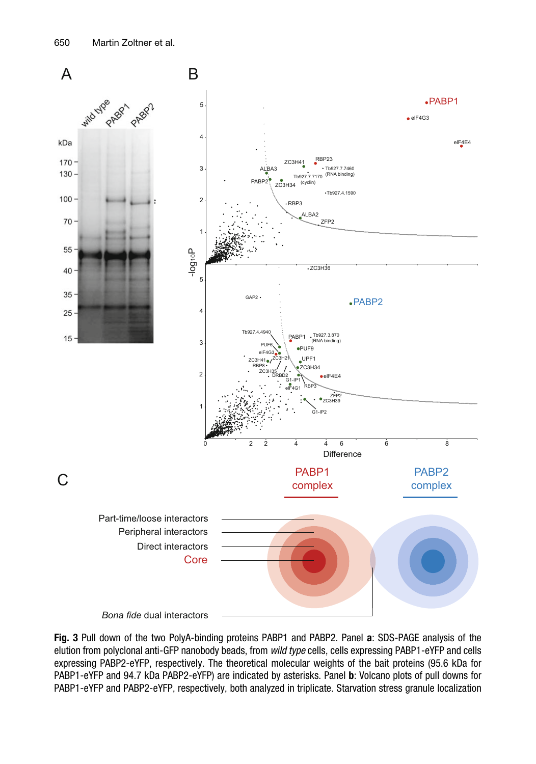Fig. 3 Pull down of the two PolyA-binding proteins PABP1 and PABP2. Panel **a**: SDS-PAGE analysis of the elution from polyclonal anti-GFP nanobody beads, from *wild type* cells, cells expressing PABP1-eYFP and cells expressing PABP2-eYFP, respectively. The theoretical molecular weights of the bait proteins (95.6 kDa for PABP1-eYFP and 94.7 kDa PABP2-eYFP) are indicated by asterisks. Panel **b**: Volcano plots of pull downs for PABP1-eYFP and PABP2-eYFP, respectively, both analyzed in triplicate. Starvation stress granule localization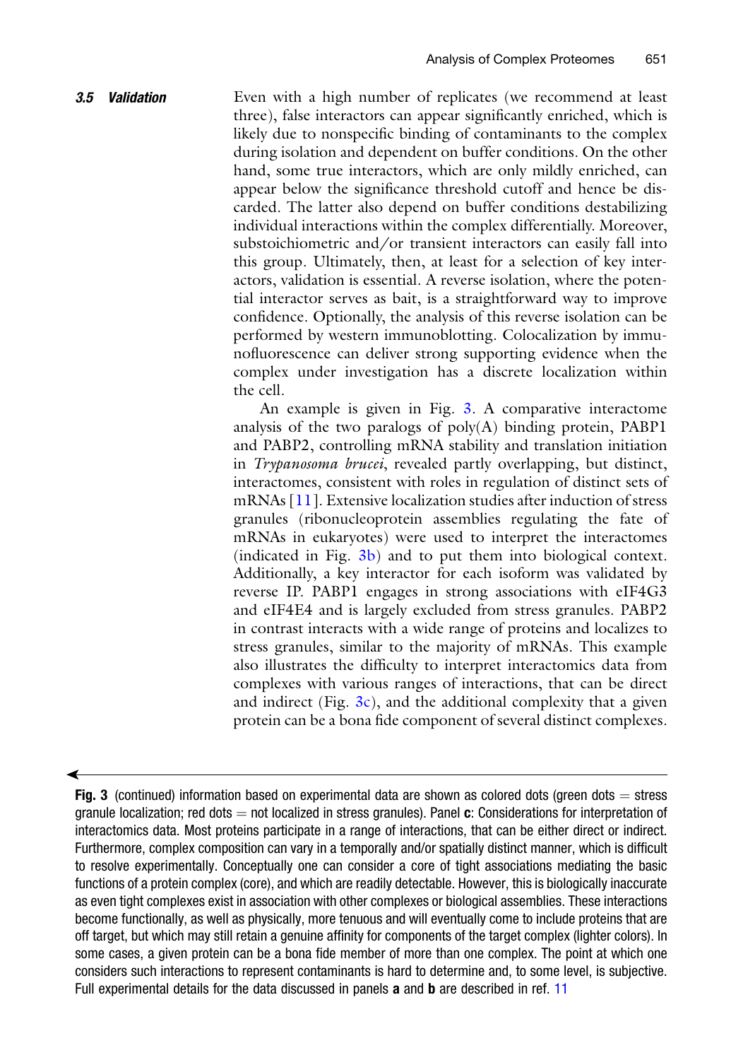### 3.5 Validation

Even with a high number of replicates (we recommend at least three), false interactors can appear significantly enriched, which is likely due to nonspecific binding of contaminants to the complex during isolation and dependent on buffer conditions. On the other hand, some true interactors, which are only mildly enriched, can appear below the significance threshold cutoff and hence be discarded. The latter also depend on buffer conditions destabilizing individual interactions within the complex differentially. Moreover, substoichiometric and/or transient interactors can easily fall into this group. Ultimately, then, at least for a selection of key interactors, validation is essential. A reverse isolation, where the potential interactor serves as bait, is a straightforward way to improve confidence. Optionally, the analysis of this reverse isolation can be performed by western immunoblotting. Colocalization by immunofluorescence can deliver strong supporting evidence when the complex under investigation has a discrete localization within the cell.

An example is given in Fig. 3. A comparative interactome analysis of the two paralogs of poly(A) binding protein, PABP1 and PABP2, controlling mRNA stability and translation initiation in *Trypanosoma brucei*, revealed partly overlapping, but distinct, interactomes, consistent with roles in regulation of distinct sets of mRNAs [11]. Extensive localization studies after induction of stress granules (ribonucleoprotein assemblies regulating the fate of mRNAs in eukaryotes) were used to interpret the interactomes (indicated in Fig. 3b) and to put them into biological context. Additionally, a key interactor for each isoform was validated by reverse IP. PABP1 engages in strong associations with eIF4G3 and eIF4E4 and is largely excluded from stress granules. PABP2 in contrast interacts with a wide range of proteins and localizes to stress granules, similar to the majority of mRNAs. This example also illustrates the difficulty to interpret interactomics data from complexes with various ranges of interactions, that can be direct and indirect (Fig. 3c), and the additional complexity that a given protein can be a bona fide component of several distinct complexes.

**Fig. 3** (continued) information based on experimental data are shown as colored dots (green dots = stress granule localization; red dots = not localized in stress granules). Panel **c**: Considerations for interpretation of interactomics data. Most proteins participate in a range of interactions, that can be either direct or indirect. Furthermore, complex composition can vary in a temporally and/or spatially distinct manner, which is difficult to resolve experimentally. Conceptually one can consider a core of tight associations mediating the basic functions of a protein complex (core), and which are readily detectable. However, this is biologically inaccurate as even tight complexes exist in association with other complexes or biological assemblies. These interactions become functionally, as well as physically, more tenuous and will eventually come to include proteins that are off target, but which may still retain a genuine affinity for components of the target complex (lighter colors). In some cases, a given protein can be a bona fide member of more than one complex. The point at which one considers such interactions to represent contaminants is hard to determine and, to some level, is subjective. Full experimental details for the data discussed in panels **a** and **b** are described in ref. 11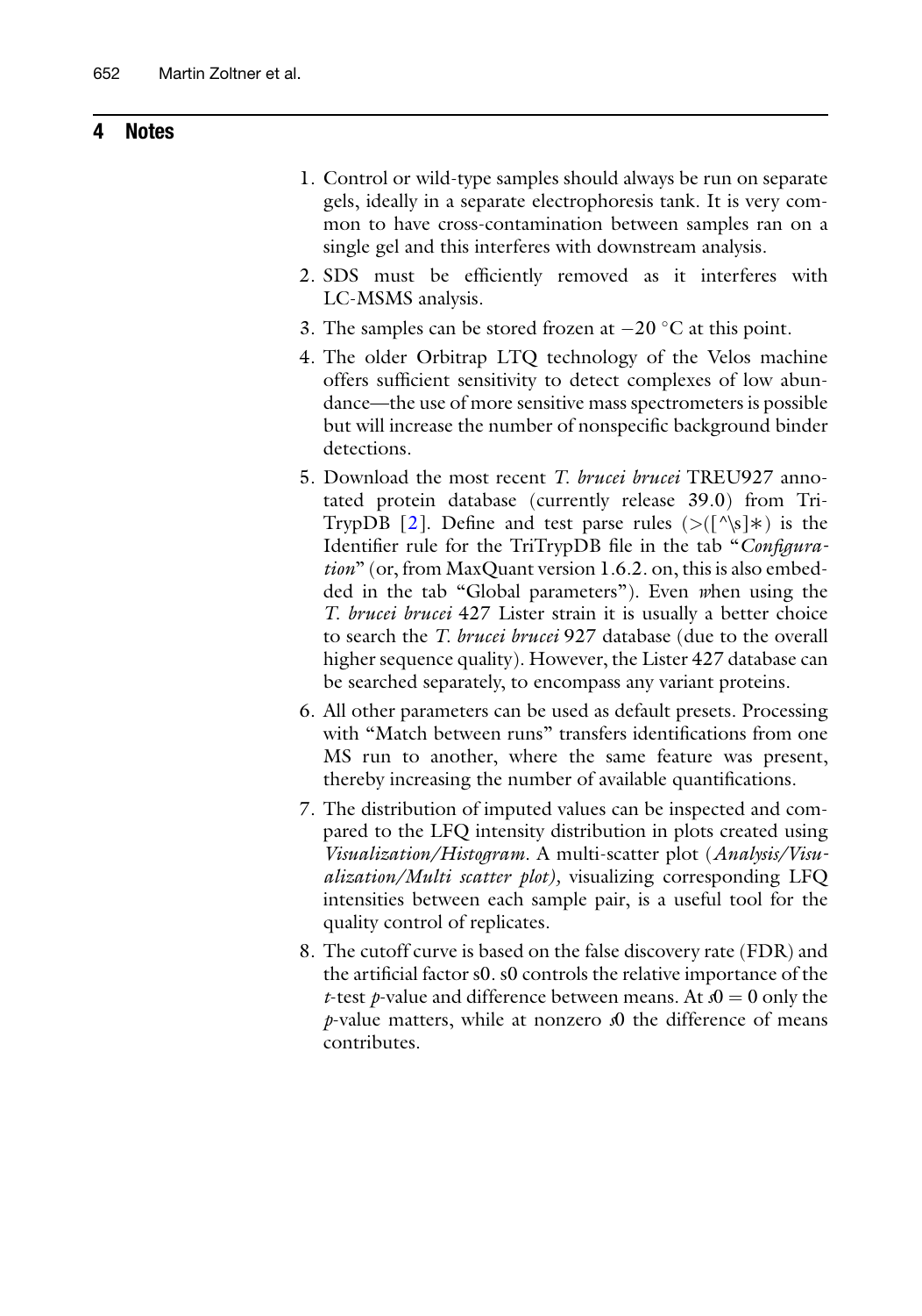## 4 Notes

1. Control or wild-type samples should always be run on separate gels, ideally in a separate electrophoresis tank. It is very common to have cross-contamination between samples ran on a single gel and this interferes with downstream analysis.
2. SDS must be efficiently removed as it interferes with LC-MSMS analysis.
3. The samples can be stored frozen at −20 °C at this point.
4. The older Orbitrap LTQ technology of the Velos machine offers sufficient sensitivity to detect complexes of low abundance—the use of more sensitive mass spectrometers is possible but will increase the number of nonspecific background binder detections.
5. Download the most recent *T. brucei brucei* TREU927 annotated protein database (currently release 39.0) from TriTrypDB [2]. Define and test parse rules (>([^\s]*) is the Identifier rule for the TriTrypDB file in the tab "*Configuration*" (or, from MaxQuant version 1.6.2. on, this is also embedded in the tab "Global parameters"). Even *w*hen using the *T. brucei brucei* 427 Lister strain it is usually a better choice to search the *T. brucei brucei* 927 database (due to the overall higher sequence quality). However, the Lister 427 database can be searched separately, to encompass any variant proteins.
6. All other parameters can be used as default presets. Processing with "Match between runs" transfers identifications from one MS run to another, where the same feature was present, thereby increasing the number of available quantifications.
7. The distribution of imputed values can be inspected and compared to the LFQ intensity distribution in plots created using *Visualization/Histogram*. A multi-scatter plot (*Analysis/Visualization/Multi scatter plot)*, visualizing corresponding LFQ intensities between each sample pair, is a useful tool for the quality control of replicates.
8. The cutoff curve is based on the false discovery rate (FDR) and the artificial factor s0. s0 controls the relative importance of the *t*-test *p*-value and difference between means. At $s0 = 0$ only the *p*-value matters, while at nonzero *s*0 the difference of means contributes.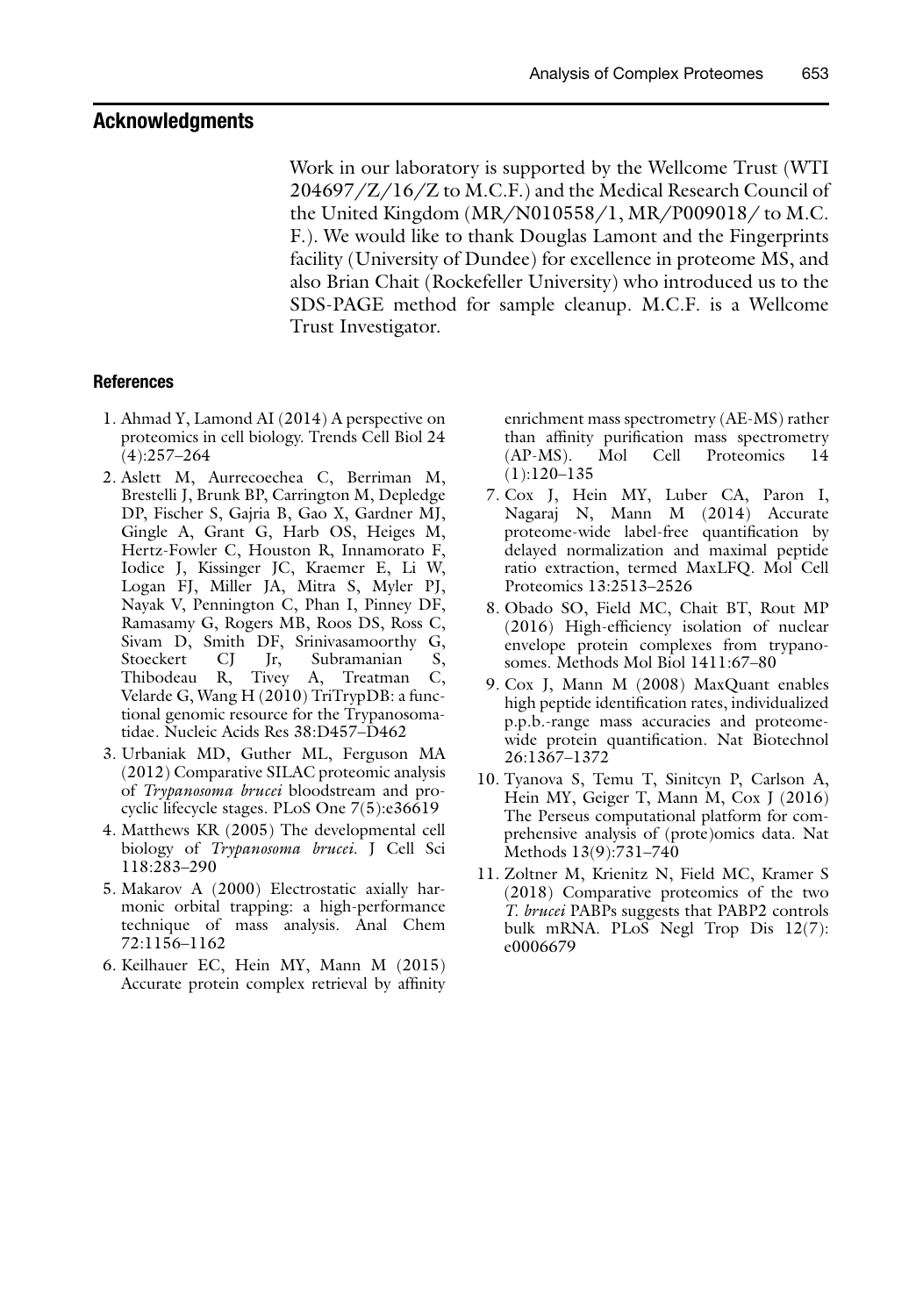## Acknowledgments

Work in our laboratory is supported by the Wellcome Trust (WTI 204697/Z/16/Z to M.C.F.) and the Medical Research Council of the United Kingdom (MR/N010558/1, MR/P009018/ to M.C. F.). We would like to thank Douglas Lamont and the Fingerprints facility (University of Dundee) for excellence in proteome MS, and also Brian Chait (Rockefeller University) who introduced us to the SDS-PAGE method for sample cleanup. M.C.F. is a Wellcome Trust Investigator.

### References

1. Ahmad Y, Lamond AI (2014) A perspective on proteomics in cell biology. Trends Cell Biol 24 (4):257–264
2. Aslett M, Aurrecoechea C, Berriman M, Brestelli J, Brunk BP, Carrington M, Depledge DP, Fischer S, Gajria B, Gao X, Gardner MJ, Gingle A, Grant G, Harb OS, Heiges M, Hertz-Fowler C, Houston R, Innamorato F, Iodice J, Kissinger JC, Kraemer E, Li W, Logan FJ, Miller JA, Mitra S, Myler PJ, Nayak V, Pennington C, Phan I, Pinney DF, Ramasamy G, Rogers MB, Roos DS, Ross C, Sivam D, Smith DF, Srinivasamoorthy G, Stoeckert CJ Jr, Subramanian S, Thibodeau R, Tivey A, Treatman C, Velarde G, Wang H (2010) TriTrypDB: a functional genomic resource for the Trypanosomatidae. Nucleic Acids Res 38:D457–D462
3. Urbaniak MD, Guther ML, Ferguson MA (2012) Comparative SILAC proteomic analysis of *Trypanosoma brucei* bloodstream and procyclic lifecycle stages. PLoS One 7(5):e36619
4. Matthews KR (2005) The developmental cell biology of *Trypanosoma brucei*. J Cell Sci 118:283–290
5. Makarov A (2000) Electrostatic axially harmonic orbital trapping: a high-performance technique of mass analysis. Anal Chem 72:1156–1162
6. Keilhauer EC, Hein MY, Mann M (2015) Accurate protein complex retrieval by affinity enrichment mass spectrometry (AE-MS) rather than affinity purification mass spectrometry (AP-MS). Mol Cell Proteomics 14 (1):120–135
7. Cox J, Hein MY, Luber CA, Paron I, Nagaraj N, Mann M (2014) Accurate proteome-wide label-free quantification by delayed normalization and maximal peptide ratio extraction, termed MaxLFQ. Mol Cell Proteomics 13:2513–2526
8. Obado SO, Field MC, Chait BT, Rout MP (2016) High-efficiency isolation of nuclear envelope protein complexes from trypanosomes. Methods Mol Biol 1411:67–80
9. Cox J, Mann M (2008) MaxQuant enables high peptide identification rates, individualized p.p.b.-range mass accuracies and proteome-wide protein quantification. Nat Biotechnol 26:1367–1372
10. Tyanova S, Temu T, Sinitcyn P, Carlson A, Hein MY, Geiger T, Mann M, Cox J (2016) The Perseus computational platform for comprehensive analysis of (prote)omics data. Nat Methods 13(9):731–740
11. Zoltner M, Krienitz N, Field MC, Kramer S (2018) Comparative proteomics of the two *T. brucei* PABPs suggests that PABP2 controls bulk mRNA. PLoS Negl Trop Dis 12(7): e0006679